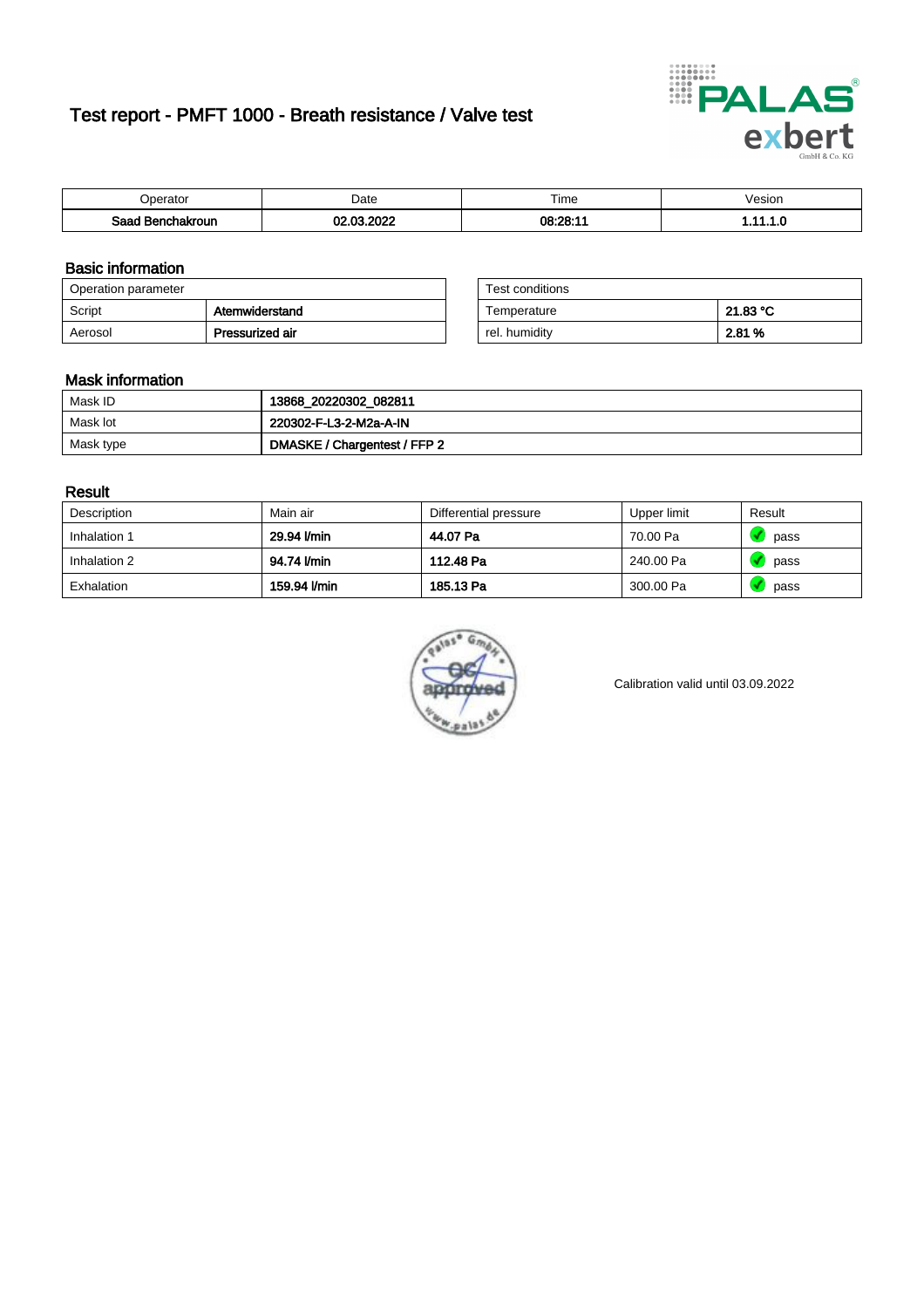# Test report - PMFT 1000 - Breath resistance / Valve test

| Operator | Date | Time | Vesion |
|---|---|---|---|
| **Saad Benchakroun** | **02.03.2022** | **08:28:11** | **1.11.1.0** |

## Basic information

| Operation parameter | |
|---|---|
| Script | **Atemwiderstand** |
| Aerosol | **Pressurized air** |

| Test conditions | |
|---|---|
| Temperature | **21.83 °C** |
| rel. humidity | **2.81 %** |

## Mask information

| | |
|---|---|
| Mask ID | **13868_20220302_082811** |
| Mask lot | **220302-F-L3-2-M2a-A-IN** |
| Mask type | **DMASKE / Chargentest / FFP 2** |

## Result

| Description | Main air | Differential pressure | Upper limit | Result |
|---|---|---|---|---|
| Inhalation 1 | **29.94 l/min** | **44.07 Pa** | 70.00 Pa | pass |
| Inhalation 2 | **94.74 l/min** | **112.48 Pa** | 240.00 Pa | pass |
| Exhalation | **159.94 l/min** | **185.13 Pa** | 300.00 Pa | pass |

Calibration valid until 03.09.2022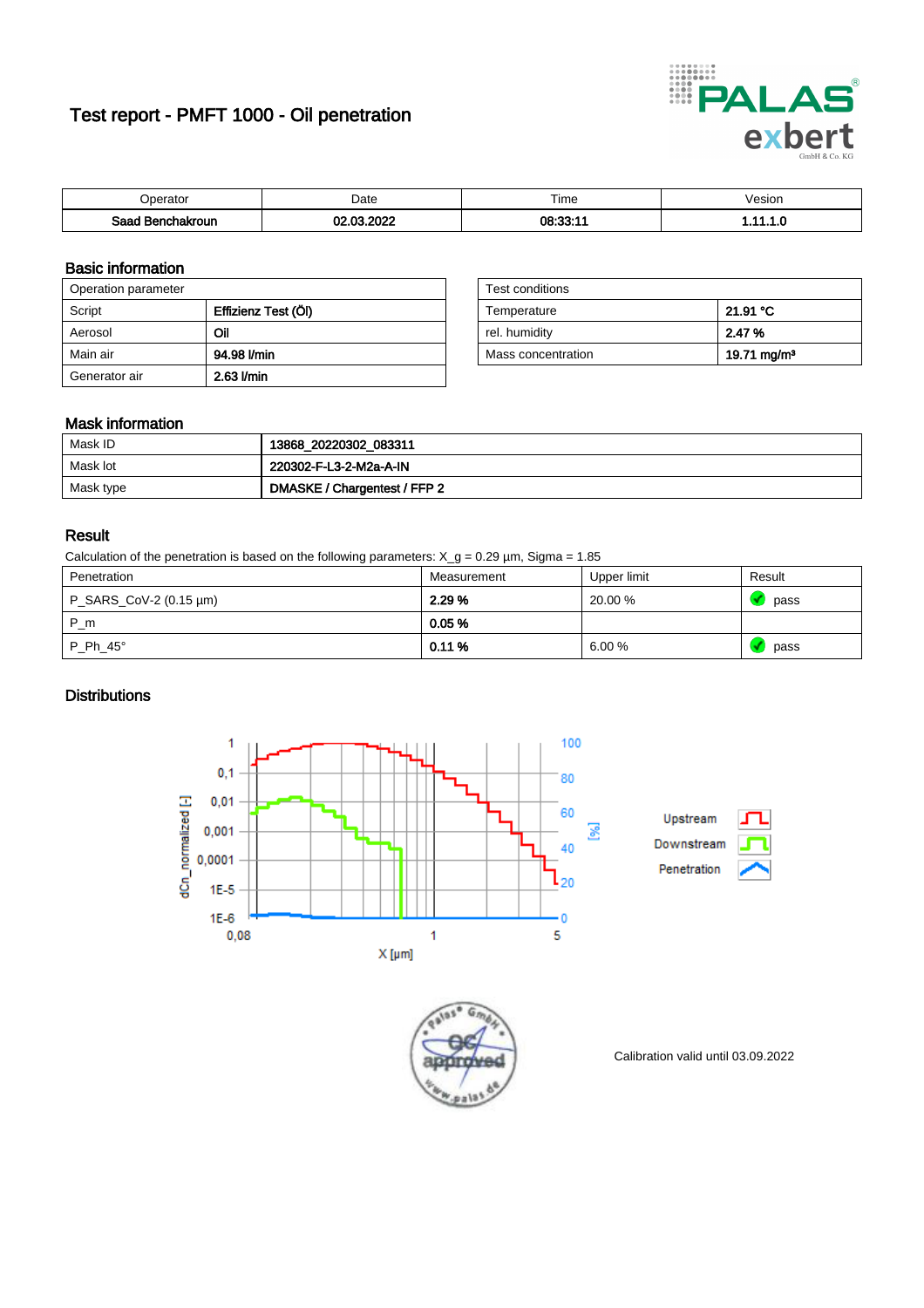# Test report - PMFT 1000 - Oil penetration

PALAS exbert GmbH & Co. KG

| Operator | Date | Time | Vesion |
|---|---|---|---|
| Saad Benchakroun | 02.03.2022 | 08:33:11 | 1.11.1.0 |

## Basic information

| Operation parameter | |
|---|---|
| Script | Effizienz Test (Öl) |
| Aerosol | Oil |
| Main air | 94.98 l/min |
| Generator air | 2.63 l/min |

| Test conditions | |
|---|---|
| Temperature | 21.91 °C |
| rel. humidity | 2.47 % |
| Mass concentration | 19.71 mg/m³ |

## Mask information

| | |
|---|---|
| Mask ID | 13868_20220302_083311 |
| Mask lot | 220302-F-L3-2-M2a-A-IN |
| Mask type | DMASKE / Chargentest / FFP 2 |

## Result

Calculation of the penetration is based on the following parameters: X_g = 0.29 µm, Sigma = 1.85

| Penetration | Measurement | Upper limit | Result |
|---|---|---|---|
| P_SARS_CoV-2 (0.15 µm) | 2.29 % | 20.00 % | pass |
| P_m | 0.05 % | | |
| P_Ph_45° | 0.11 % | 6.00 % | pass |

## Distributions

dCn_normalized [-]
1
0,1
0,01
0,001
0,0001
1E-5
1E-6
0,08
1
5
X [µm]
[%]
100
80
60
40
20
0

Upstream
Downstream
Penetration

Palas® GmbH
QC approved
www.palas.de

Calibration valid until 03.09.2022